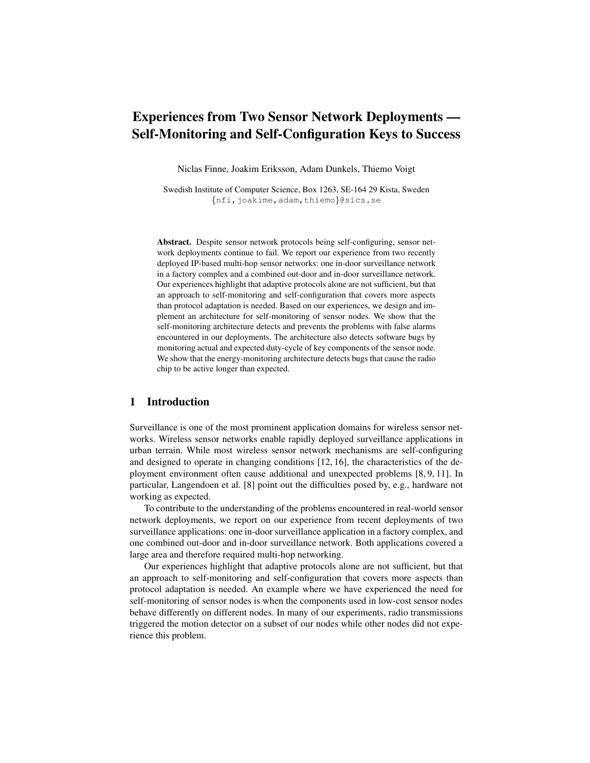# Experiences from Two Sensor Network Deployments — Self-Monitoring and Self-Configuration Keys to Success

Niclas Finne, Joakim Eriksson, Adam Dunkels, Thiemo Voigt

Swedish Institute of Computer Science, Box 1263, SE-164 29 Kista, Sweden
{nfi,joakime,adam,thiemo}@sics.se

**Abstract.** Despite sensor network protocols being self-configuring, sensor network deployments continue to fail. We report our experience from two recently deployed IP-based multi-hop sensor networks: one in-door surveillance network in a factory complex and a combined out-door and in-door surveillance network. Our experiences highlight that adaptive protocols alone are not sufficient, but that an approach to self-monitoring and self-configuration that covers more aspects than protocol adaptation is needed. Based on our experiences, we design and implement an architecture for self-monitoring of sensor nodes. We show that the self-monitoring architecture detects and prevents the problems with false alarms encountered in our deployments. The architecture also detects software bugs by monitoring actual and expected duty-cycle of key components of the sensor node. We show that the energy-monitoring architecture detects bugs that cause the radio chip to be active longer than expected.

## 1 Introduction

Surveillance is one of the most prominent application domains for wireless sensor networks. Wireless sensor networks enable rapidly deployed surveillance applications in urban terrain. While most wireless sensor network mechanisms are self-configuring and designed to operate in changing conditions [12, 16], the characteristics of the deployment environment often cause additional and unexpected problems [8, 9, 11]. In particular, Langendoen et al. [8] point out the difficulties posed by, e.g., hardware not working as expected.

To contribute to the understanding of the problems encountered in real-world sensor network deployments, we report on our experience from recent deployments of two surveillance applications: one in-door surveillance application in a factory complex, and one combined out-door and in-door surveillance network. Both applications covered a large area and therefore required multi-hop networking.

Our experiences highlight that adaptive protocols alone are not sufficient, but that an approach to self-monitoring and self-configuration that covers more aspects than protocol adaptation is needed. An example where we have experienced the need for self-monitoring of sensor nodes is when the components used in low-cost sensor nodes behave differently on different nodes. In many of our experiments, radio transmissions triggered the motion detector on a subset of our nodes while other nodes did not experience this problem.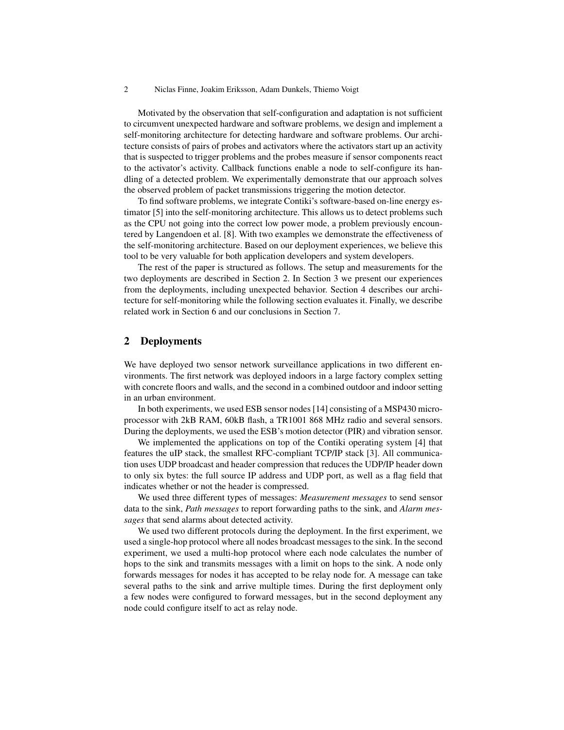Motivated by the observation that self-configuration and adaptation is not sufficient to circumvent unexpected hardware and software problems, we design and implement a self-monitoring architecture for detecting hardware and software problems. Our architecture consists of pairs of probes and activators where the activators start up an activity that is suspected to trigger problems and the probes measure if sensor components react to the activator's activity. Callback functions enable a node to self-configure its handling of a detected problem. We experimentally demonstrate that our approach solves the observed problem of packet transmissions triggering the motion detector.

To find software problems, we integrate Contiki's software-based on-line energy estimator [5] into the self-monitoring architecture. This allows us to detect problems such as the CPU not going into the correct low power mode, a problem previously encountered by Langendoen et al. [8]. With two examples we demonstrate the effectiveness of the self-monitoring architecture. Based on our deployment experiences, we believe this tool to be very valuable for both application developers and system developers.

The rest of the paper is structured as follows. The setup and measurements for the two deployments are described in Section 2. In Section 3 we present our experiences from the deployments, including unexpected behavior. Section 4 describes our architecture for self-monitoring while the following section evaluates it. Finally, we describe related work in Section 6 and our conclusions in Section 7.

## 2 Deployments

We have deployed two sensor network surveillance applications in two different environments. The first network was deployed indoors in a large factory complex setting with concrete floors and walls, and the second in a combined outdoor and indoor setting in an urban environment.

In both experiments, we used ESB sensor nodes [14] consisting of a MSP430 microprocessor with 2kB RAM, 60kB flash, a TR1001 868 MHz radio and several sensors. During the deployments, we used the ESB's motion detector (PIR) and vibration sensor.

We implemented the applications on top of the Contiki operating system [4] that features the uIP stack, the smallest RFC-compliant TCP/IP stack [3]. All communication uses UDP broadcast and header compression that reduces the UDP/IP header down to only six bytes: the full source IP address and UDP port, as well as a flag field that indicates whether or not the header is compressed.

We used three different types of messages: *Measurement messages* to send sensor data to the sink, *Path messages* to report forwarding paths to the sink, and *Alarm messages* that send alarms about detected activity.

We used two different protocols during the deployment. In the first experiment, we used a single-hop protocol where all nodes broadcast messages to the sink. In the second experiment, we used a multi-hop protocol where each node calculates the number of hops to the sink and transmits messages with a limit on hops to the sink. A node only forwards messages for nodes it has accepted to be relay node for. A message can take several paths to the sink and arrive multiple times. During the first deployment only a few nodes were configured to forward messages, but in the second deployment any node could configure itself to act as relay node.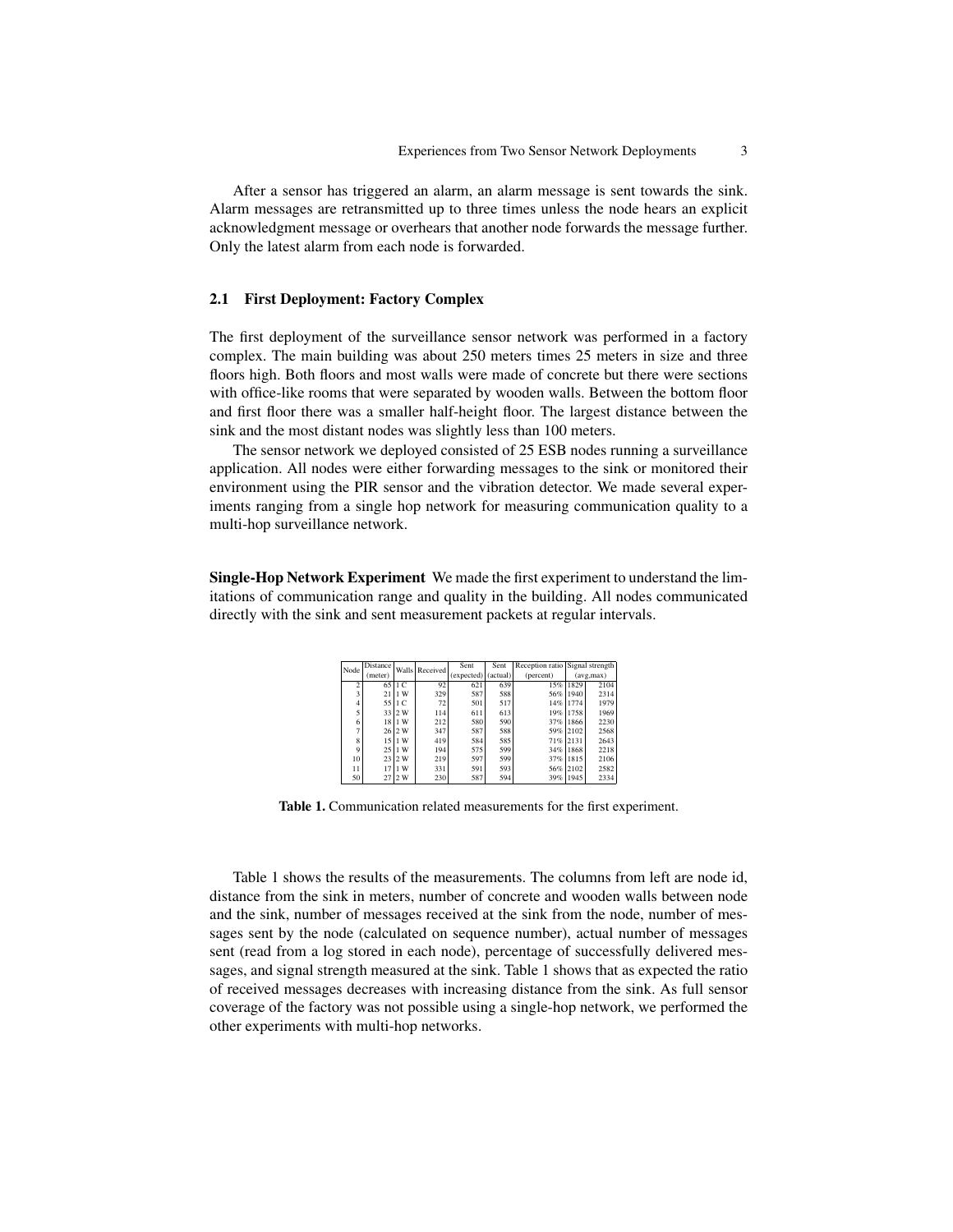After a sensor has triggered an alarm, an alarm message is sent towards the sink. Alarm messages are retransmitted up to three times unless the node hears an explicit acknowledgment message or overhears that another node forwards the message further. Only the latest alarm from each node is forwarded.

### 2.1 First Deployment: Factory Complex

The first deployment of the surveillance sensor network was performed in a factory complex. The main building was about 250 meters times 25 meters in size and three floors high. Both floors and most walls were made of concrete but there were sections with office-like rooms that were separated by wooden walls. Between the bottom floor and first floor there was a smaller half-height floor. The largest distance between the sink and the most distant nodes was slightly less than 100 meters.

The sensor network we deployed consisted of 25 ESB nodes running a surveillance application. All nodes were either forwarding messages to the sink or monitored their environment using the PIR sensor and the vibration detector. We made several experiments ranging from a single hop network for measuring communication quality to a multi-hop surveillance network.

**Single-Hop Network Experiment** We made the first experiment to understand the limitations of communication range and quality in the building. All nodes communicated directly with the sink and sent measurement packets at regular intervals.

| Node | Distance (meter) | Walls | Received | Sent (expected) | Sent (actual) | Reception ratio (percent) | Signal strength (avg,max) | |
|---|---|---|---|---|---|---|---|---|
| 2 | 65 | 1 C | 92 | 621 | 639 | 15% | 1829 | 2104 |
| 3 | 21 | 1 W | 329 | 587 | 588 | 56% | 1940 | 2314 |
| 4 | 55 | 1 C | 72 | 501 | 517 | 14% | 1774 | 1979 |
| 5 | 33 | 2 W | 114 | 611 | 613 | 19% | 1758 | 1969 |
| 6 | 18 | 1 W | 212 | 580 | 590 | 37% | 1866 | 2230 |
| 7 | 26 | 2 W | 347 | 587 | 588 | 59% | 2102 | 2568 |
| 8 | 15 | 1 W | 419 | 584 | 585 | 71% | 2131 | 2643 |
| 9 | 25 | 1 W | 194 | 575 | 599 | 34% | 1868 | 2218 |
| 10 | 23 | 2 W | 219 | 597 | 599 | 37% | 1815 | 2106 |
| 11 | 17 | 1 W | 331 | 591 | 593 | 56% | 2102 | 2582 |
| 50 | 27 | 2 W | 230 | 587 | 594 | 39% | 1945 | 2334 |

**Table 1.** Communication related measurements for the first experiment.

Table 1 shows the results of the measurements. The columns from left are node id, distance from the sink in meters, number of concrete and wooden walls between node and the sink, number of messages received at the sink from the node, number of messages sent by the node (calculated on sequence number), actual number of messages sent (read from a log stored in each node), percentage of successfully delivered messages, and signal strength measured at the sink. Table 1 shows that as expected the ratio of received messages decreases with increasing distance from the sink. As full sensor coverage of the factory was not possible using a single-hop network, we performed the other experiments with multi-hop networks.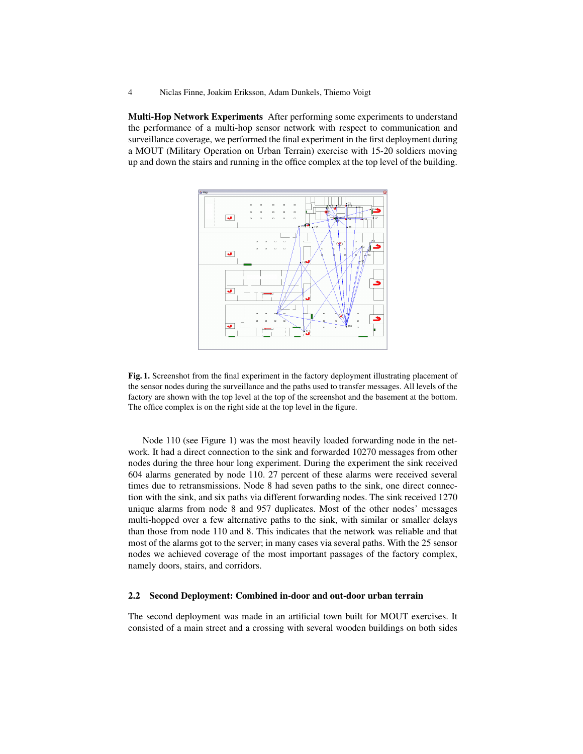**Multi-Hop Network Experiments** After performing some experiments to understand the performance of a multi-hop sensor network with respect to communication and surveillance coverage, we performed the final experiment in the first deployment during a MOUT (Military Operation on Urban Terrain) exercise with 15-20 soldiers moving up and down the stairs and running in the office complex at the top level of the building.

**Fig. 1.** Screenshot from the final experiment in the factory deployment illustrating placement of the sensor nodes during the surveillance and the paths used to transfer messages. All levels of the factory are shown with the top level at the top of the screenshot and the basement at the bottom. The office complex is on the right side at the top level in the figure.

Node 110 (see Figure 1) was the most heavily loaded forwarding node in the network. It had a direct connection to the sink and forwarded 10270 messages from other nodes during the three hour long experiment. During the experiment the sink received 604 alarms generated by node 110. 27 percent of these alarms were received several times due to retransmissions. Node 8 had seven paths to the sink, one direct connection with the sink, and six paths via different forwarding nodes. The sink received 1270 unique alarms from node 8 and 957 duplicates. Most of the other nodes' messages multi-hopped over a few alternative paths to the sink, with similar or smaller delays than those from node 110 and 8. This indicates that the network was reliable and that most of the alarms got to the server; in many cases via several paths. With the 25 sensor nodes we achieved coverage of the most important passages of the factory complex, namely doors, stairs, and corridors.

### 2.2 Second Deployment: Combined in-door and out-door urban terrain

The second deployment was made in an artificial town built for MOUT exercises. It consisted of a main street and a crossing with several wooden buildings on both sides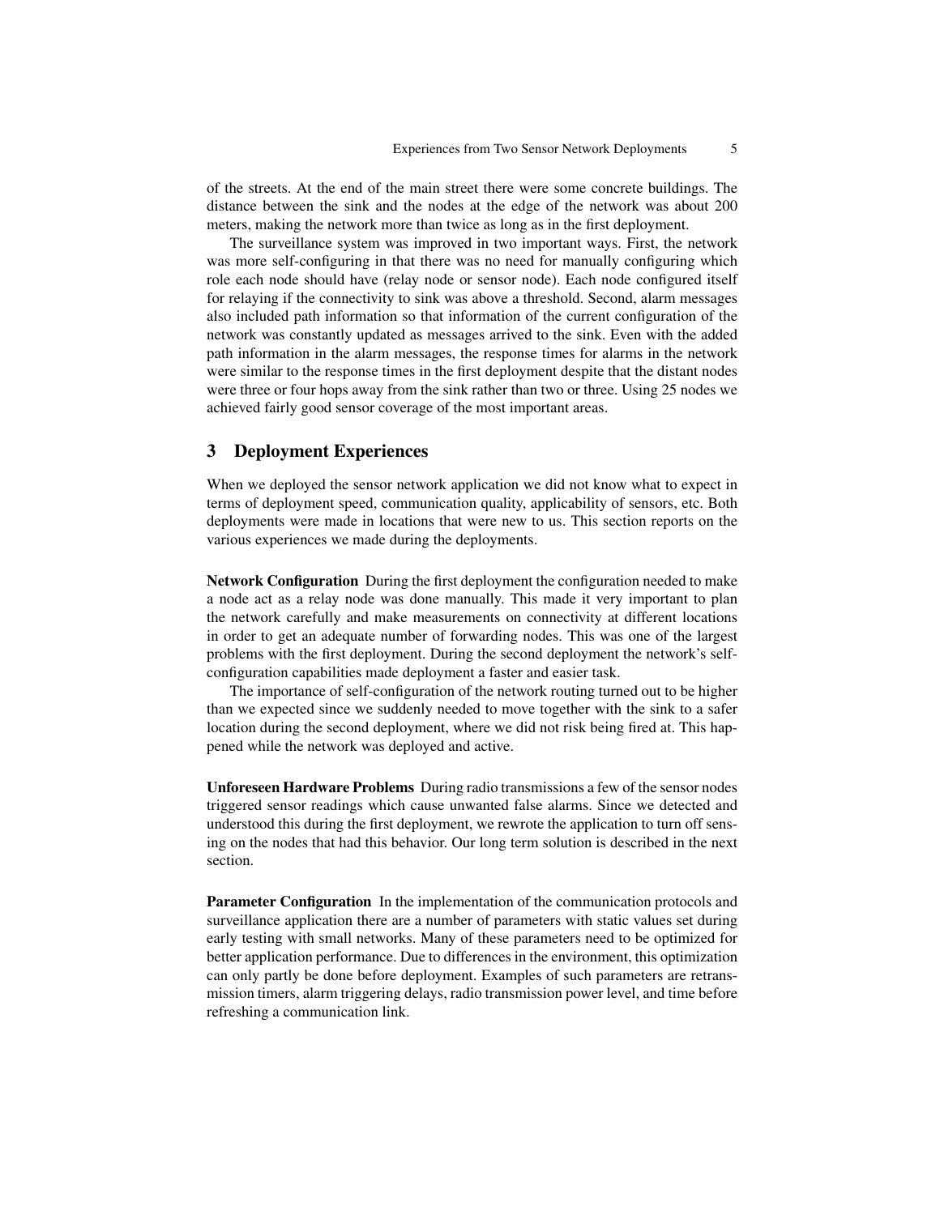of the streets. At the end of the main street there were some concrete buildings. The distance between the sink and the nodes at the edge of the network was about 200 meters, making the network more than twice as long as in the first deployment.

The surveillance system was improved in two important ways. First, the network was more self-configuring in that there was no need for manually configuring which role each node should have (relay node or sensor node). Each node configured itself for relaying if the connectivity to sink was above a threshold. Second, alarm messages also included path information so that information of the current configuration of the network was constantly updated as messages arrived to the sink. Even with the added path information in the alarm messages, the response times for alarms in the network were similar to the response times in the first deployment despite that the distant nodes were three or four hops away from the sink rather than two or three. Using 25 nodes we achieved fairly good sensor coverage of the most important areas.

## 3 Deployment Experiences

When we deployed the sensor network application we did not know what to expect in terms of deployment speed, communication quality, applicability of sensors, etc. Both deployments were made in locations that were new to us. This section reports on the various experiences we made during the deployments.

**Network Configuration** During the first deployment the configuration needed to make a node act as a relay node was done manually. This made it very important to plan the network carefully and make measurements on connectivity at different locations in order to get an adequate number of forwarding nodes. This was one of the largest problems with the first deployment. During the second deployment the network's self-configuration capabilities made deployment a faster and easier task.

The importance of self-configuration of the network routing turned out to be higher than we expected since we suddenly needed to move together with the sink to a safer location during the second deployment, where we did not risk being fired at. This happened while the network was deployed and active.

**Unforeseen Hardware Problems** During radio transmissions a few of the sensor nodes triggered sensor readings which cause unwanted false alarms. Since we detected and understood this during the first deployment, we rewrote the application to turn off sensing on the nodes that had this behavior. Our long term solution is described in the next section.

**Parameter Configuration** In the implementation of the communication protocols and surveillance application there are a number of parameters with static values set during early testing with small networks. Many of these parameters need to be optimized for better application performance. Due to differences in the environment, this optimization can only partly be done before deployment. Examples of such parameters are retransmission timers, alarm triggering delays, radio transmission power level, and time before refreshing a communication link.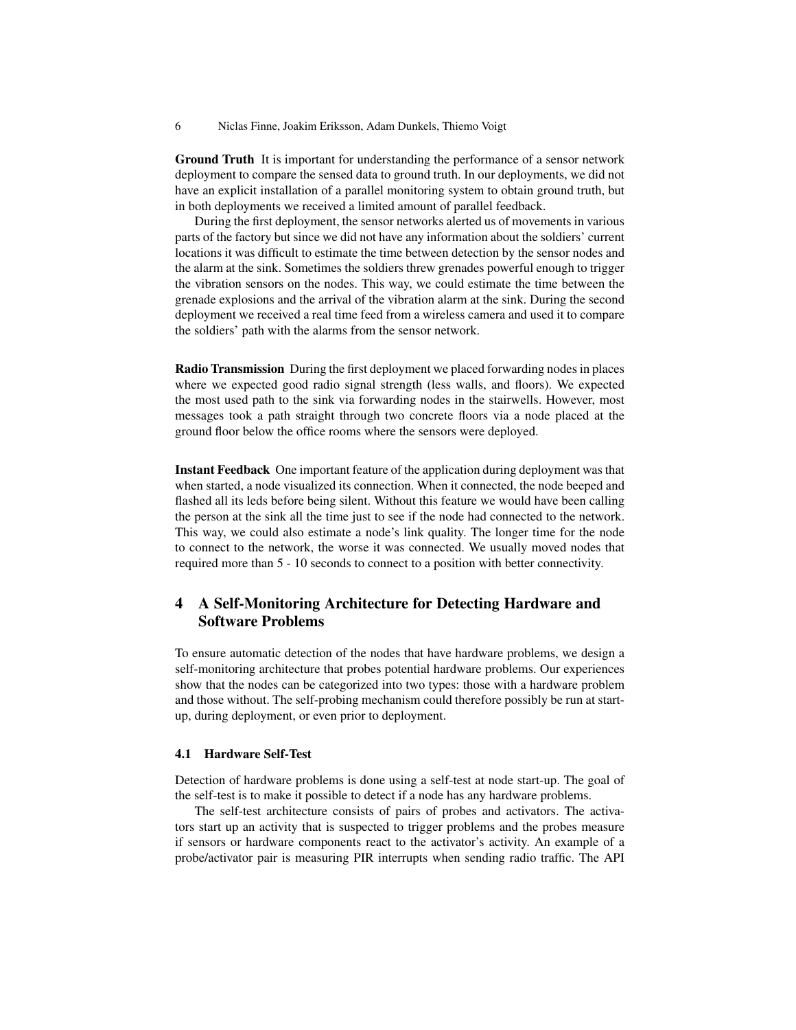**Ground Truth** It is important for understanding the performance of a sensor network deployment to compare the sensed data to ground truth. In our deployments, we did not have an explicit installation of a parallel monitoring system to obtain ground truth, but in both deployments we received a limited amount of parallel feedback.

During the first deployment, the sensor networks alerted us of movements in various parts of the factory but since we did not have any information about the soldiers' current locations it was difficult to estimate the time between detection by the sensor nodes and the alarm at the sink. Sometimes the soldiers threw grenades powerful enough to trigger the vibration sensors on the nodes. This way, we could estimate the time between the grenade explosions and the arrival of the vibration alarm at the sink. During the second deployment we received a real time feed from a wireless camera and used it to compare the soldiers' path with the alarms from the sensor network.

**Radio Transmission** During the first deployment we placed forwarding nodes in places where we expected good radio signal strength (less walls, and floors). We expected the most used path to the sink via forwarding nodes in the stairwells. However, most messages took a path straight through two concrete floors via a node placed at the ground floor below the office rooms where the sensors were deployed.

**Instant Feedback** One important feature of the application during deployment was that when started, a node visualized its connection. When it connected, the node beeped and flashed all its leds before being silent. Without this feature we would have been calling the person at the sink all the time just to see if the node had connected to the network. This way, we could also estimate a node's link quality. The longer time for the node to connect to the network, the worse it was connected. We usually moved nodes that required more than 5 - 10 seconds to connect to a position with better connectivity.

## 4 A Self-Monitoring Architecture for Detecting Hardware and Software Problems

To ensure automatic detection of the nodes that have hardware problems, we design a self-monitoring architecture that probes potential hardware problems. Our experiences show that the nodes can be categorized into two types: those with a hardware problem and those without. The self-probing mechanism could therefore possibly be run at start-up, during deployment, or even prior to deployment.

### 4.1 Hardware Self-Test

Detection of hardware problems is done using a self-test at node start-up. The goal of the self-test is to make it possible to detect if a node has any hardware problems.

The self-test architecture consists of pairs of probes and activators. The activators start up an activity that is suspected to trigger problems and the probes measure if sensors or hardware components react to the activator's activity. An example of a probe/activator pair is measuring PIR interrupts when sending radio traffic. The API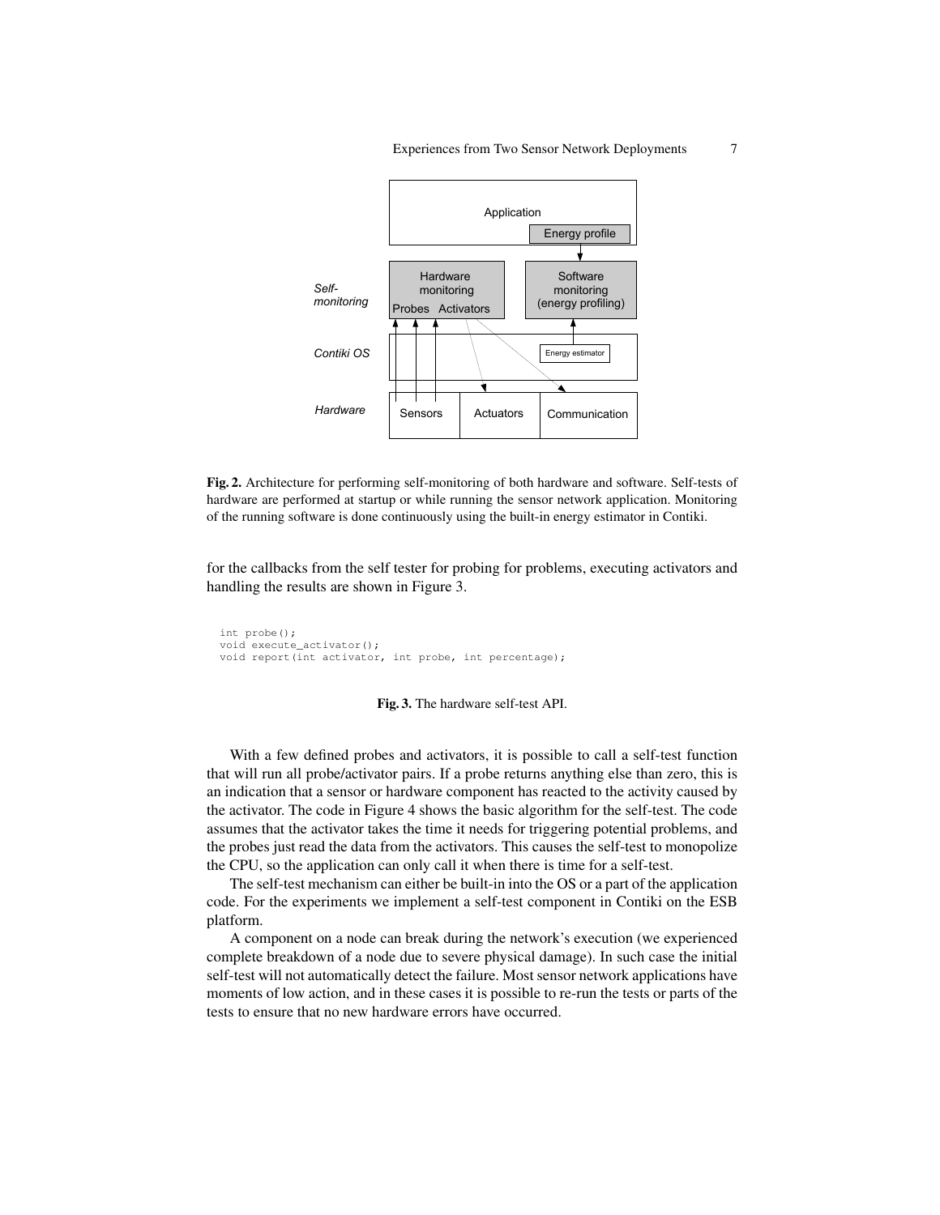Fig. 2. Architecture for performing self-monitoring of both hardware and software. Self-tests of hardware are performed at startup or while running the sensor network application. Monitoring of the running software is done continuously using the built-in energy estimator in Contiki.

for the callbacks from the self tester for probing for problems, executing activators and handling the results are shown in Figure 3.

```
int probe();
void execute_activator();
void report(int activator, int probe, int percentage);
```

Fig. 3. The hardware self-test API.

With a few defined probes and activators, it is possible to call a self-test function that will run all probe/activator pairs. If a probe returns anything else than zero, this is an indication that a sensor or hardware component has reacted to the activity caused by the activator. The code in Figure 4 shows the basic algorithm for the self-test. The code assumes that the activator takes the time it needs for triggering potential problems, and the probes just read the data from the activators. This causes the self-test to monopolize the CPU, so the application can only call it when there is time for a self-test.

The self-test mechanism can either be built-in into the OS or a part of the application code. For the experiments we implement a self-test component in Contiki on the ESB platform.

A component on a node can break during the network's execution (we experienced complete breakdown of a node due to severe physical damage). In such case the initial self-test will not automatically detect the failure. Most sensor network applications have moments of low action, and in these cases it is possible to re-run the tests or parts of the tests to ensure that no new hardware errors have occurred.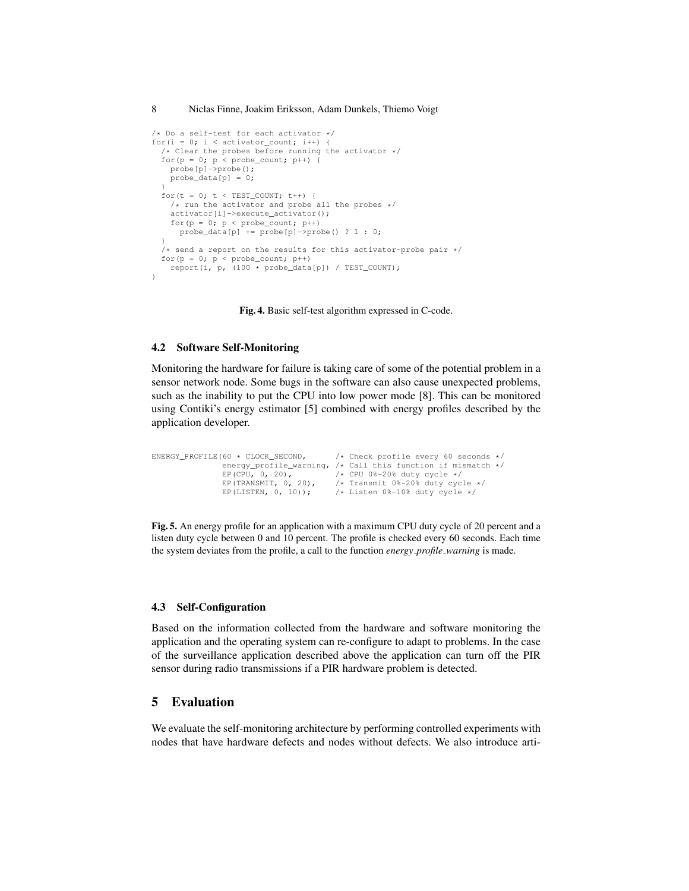```
/* Do a self-test for each activator */
for(i = 0; i < activator_count; i++) {
  /* Clear the probes before running the activator */
  for(p = 0; p < probe_count; p++) {
    probe[p]->probe();
    probe_data[p] = 0;
  }
  for(t = 0; t < TEST_COUNT; t++) {
    /* run the activator and probe all the probes */
    activator[i]->execute_activator();
    for(p = 0; p < probe_count; p++)
      probe_data[p] += probe[p]->probe() ? 1 : 0;
  }
  /* send a report on the results for this activator-probe pair */
  for(p = 0; p < probe_count; p++)
    report(i, p, (100 * probe_data[p]) / TEST_COUNT);
}
```

**Fig. 4.** Basic self-test algorithm expressed in C-code.

### 4.2 Software Self-Monitoring

Monitoring the hardware for failure is taking care of some of the potential problem in a sensor network node. Some bugs in the software can also cause unexpected problems, such as the inability to put the CPU into low power mode [8]. This can be monitored using Contiki's energy estimator [5] combined with energy profiles described by the application developer.

```
ENERGY_PROFILE(60 * CLOCK_SECOND,       /* Check profile every 60 seconds */
               energy_profile_warning, /* Call this function if mismatch */
               EP(CPU, 0, 20),          /* CPU 0%-20% duty cycle */
               EP(TRANSMIT, 0, 20),     /* Transmit 0%-20% duty cycle */
               EP(LISTEN, 0, 10));      /* Listen 0%-10% duty cycle */
```

**Fig. 5.** An energy profile for an application with a maximum CPU duty cycle of 20 percent and a listen duty cycle between 0 and 10 percent. The profile is checked every 60 seconds. Each time the system deviates from the profile, a call to the function *energy_profile_warning* is made.

### 4.3 Self-Configuration

Based on the information collected from the hardware and software monitoring the application and the operating system can re-configure to adapt to problems. In the case of the surveillance application described above the application can turn off the PIR sensor during radio transmissions if a PIR hardware problem is detected.

## 5 Evaluation

We evaluate the self-monitoring architecture by performing controlled experiments with nodes that have hardware defects and nodes without defects. We also introduce arti-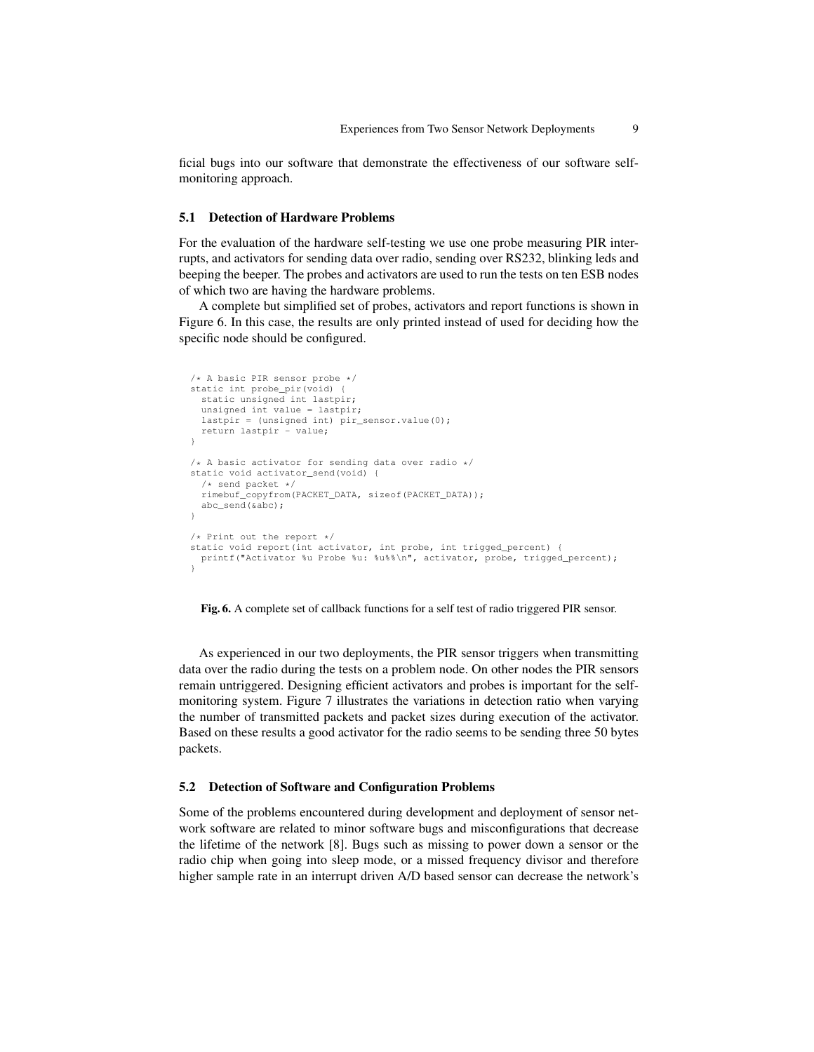ficial bugs into our software that demonstrate the effectiveness of our software self-monitoring approach.

### 5.1 Detection of Hardware Problems

For the evaluation of the hardware self-testing we use one probe measuring PIR interrupts, and activators for sending data over radio, sending over RS232, blinking leds and beeping the beeper. The probes and activators are used to run the tests on ten ESB nodes of which two are having the hardware problems.

A complete but simplified set of probes, activators and report functions is shown in Figure 6. In this case, the results are only printed instead of used for deciding how the specific node should be configured.

```
/* A basic PIR sensor probe */
static int probe_pir(void) {
  static unsigned int lastpir;
  unsigned int value = lastpir;
  lastpir = (unsigned int) pir_sensor.value(0);
  return lastpir - value;
}

/* A basic activator for sending data over radio */
static void activator_send(void) {
  /* send packet */
  rimebuf_copyfrom(PACKET_DATA, sizeof(PACKET_DATA));
  abc_send(&abc);
}

/* Print out the report */
static void report(int activator, int probe, int trigged_percent) {
  printf("Activator %u Probe %u: %u%%\n", activator, probe, trigged_percent);
}
```

**Fig. 6.** A complete set of callback functions for a self test of radio triggered PIR sensor.

As experienced in our two deployments, the PIR sensor triggers when transmitting data over the radio during the tests on a problem node. On other nodes the PIR sensors remain untriggered. Designing efficient activators and probes is important for the self-monitoring system. Figure 7 illustrates the variations in detection ratio when varying the number of transmitted packets and packet sizes during execution of the activator. Based on these results a good activator for the radio seems to be sending three 50 bytes packets.

### 5.2 Detection of Software and Configuration Problems

Some of the problems encountered during development and deployment of sensor network software are related to minor software bugs and misconfigurations that decrease the lifetime of the network [8]. Bugs such as missing to power down a sensor or the radio chip when going into sleep mode, or a missed frequency divisor and therefore higher sample rate in an interrupt driven A/D based sensor can decrease the network's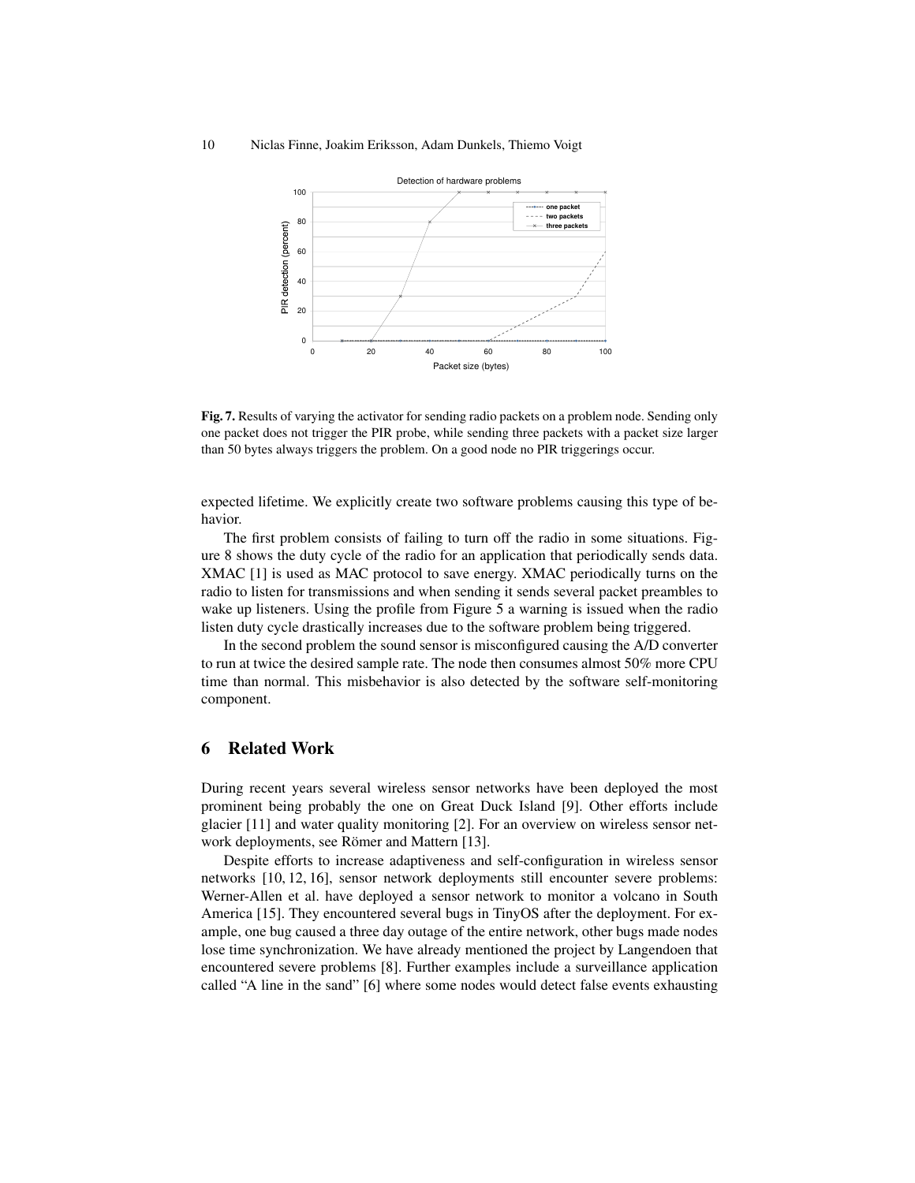Fig. 7. Results of varying the activator for sending radio packets on a problem node. Sending only one packet does not trigger the PIR probe, while sending three packets with a packet size larger than 50 bytes always triggers the problem. On a good node no PIR triggerings occur.

expected lifetime. We explicitly create two software problems causing this type of behavior.

The first problem consists of failing to turn off the radio in some situations. Figure 8 shows the duty cycle of the radio for an application that periodically sends data. XMAC [1] is used as MAC protocol to save energy. XMAC periodically turns on the radio to listen for transmissions and when sending it sends several packet preambles to wake up listeners. Using the profile from Figure 5 a warning is issued when the radio listen duty cycle drastically increases due to the software problem being triggered.

In the second problem the sound sensor is misconfigured causing the A/D converter to run at twice the desired sample rate. The node then consumes almost 50% more CPU time than normal. This misbehavior is also detected by the software self-monitoring component.

## 6 Related Work

During recent years several wireless sensor networks have been deployed the most prominent being probably the one on Great Duck Island [9]. Other efforts include glacier [11] and water quality monitoring [2]. For an overview on wireless sensor network deployments, see Römer and Mattern [13].

Despite efforts to increase adaptiveness and self-configuration in wireless sensor networks [10, 12, 16], sensor network deployments still encounter severe problems: Werner-Allen et al. have deployed a sensor network to monitor a volcano in South America [15]. They encountered several bugs in TinyOS after the deployment. For example, one bug caused a three day outage of the entire network, other bugs made nodes lose time synchronization. We have already mentioned the project by Langendoen that encountered severe problems [8]. Further examples include a surveillance application called "A line in the sand" [6] where some nodes would detect false events exhausting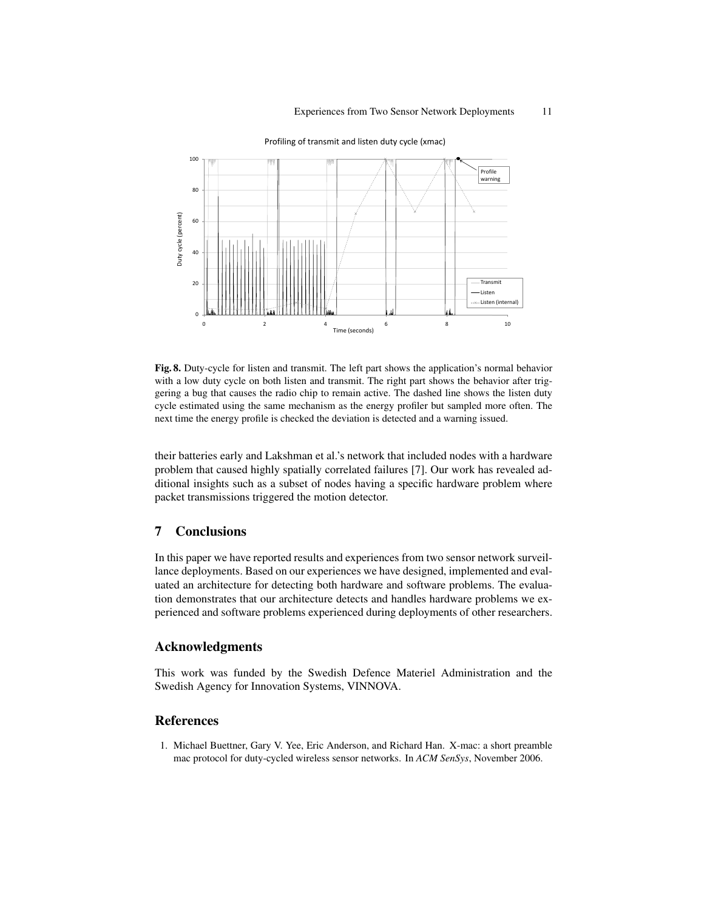**Fig. 8.** Duty-cycle for listen and transmit. The left part shows the application's normal behavior with a low duty cycle on both listen and transmit. The right part shows the behavior after triggering a bug that causes the radio chip to remain active. The dashed line shows the listen duty cycle estimated using the same mechanism as the energy profiler but sampled more often. The next time the energy profile is checked the deviation is detected and a warning issued.

their batteries early and Lakshman et al.'s network that included nodes with a hardware problem that caused highly spatially correlated failures [7]. Our work has revealed additional insights such as a subset of nodes having a specific hardware problem where packet transmissions triggered the motion detector.

## 7 Conclusions

In this paper we have reported results and experiences from two sensor network surveillance deployments. Based on our experiences we have designed, implemented and evaluated an architecture for detecting both hardware and software problems. The evaluation demonstrates that our architecture detects and handles hardware problems we experienced and software problems experienced during deployments of other researchers.

## Acknowledgments

This work was funded by the Swedish Defence Materiel Administration and the Swedish Agency for Innovation Systems, VINNOVA.

## References

1. Michael Buettner, Gary V. Yee, Eric Anderson, and Richard Han. X-mac: a short preamble mac protocol for duty-cycled wireless sensor networks. In *ACM SenSys*, November 2006.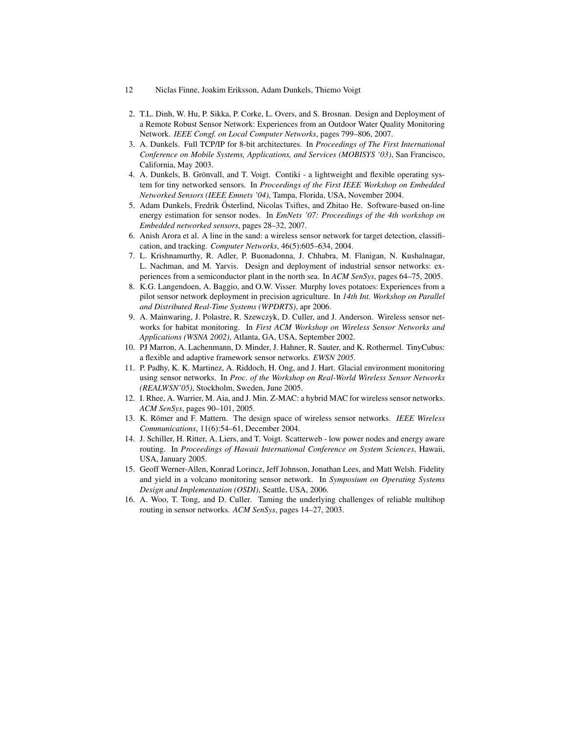2. T.L. Dinh, W. Hu, P. Sikka, P. Corke, L. Overs, and S. Brosnan. Design and Deployment of a Remote Robust Sensor Network: Experiences from an Outdoor Water Quality Monitoring Network. *IEEE Congf. on Local Computer Networks*, pages 799–806, 2007.
3. A. Dunkels. Full TCP/IP for 8-bit architectures. In *Proceedings of The First International Conference on Mobile Systems, Applications, and Services (MOBISYS '03)*, San Francisco, California, May 2003.
4. A. Dunkels, B. Grönvall, and T. Voigt. Contiki - a lightweight and flexible operating system for tiny networked sensors. In *Proceedings of the First IEEE Workshop on Embedded Networked Sensors (IEEE Emnets '04)*, Tampa, Florida, USA, November 2004.
5. Adam Dunkels, Fredrik Österlind, Nicolas Tsiftes, and Zhitao He. Software-based on-line energy estimation for sensor nodes. In *EmNets '07: Proceedings of the 4th workshop on Embedded networked sensors*, pages 28–32, 2007.
6. Anish Arora et al. A line in the sand: a wireless sensor network for target detection, classification, and tracking. *Computer Networks*, 46(5):605–634, 2004.
7. L. Krishnamurthy, R. Adler, P. Buonadonna, J. Chhabra, M. Flanigan, N. Kushalnagar, L. Nachman, and M. Yarvis. Design and deployment of industrial sensor networks: experiences from a semiconductor plant in the north sea. In *ACM SenSys*, pages 64–75, 2005.
8. K.G. Langendoen, A. Baggio, and O.W. Visser. Murphy loves potatoes: Experiences from a pilot sensor network deployment in precision agriculture. In *14th Int. Workshop on Parallel and Distributed Real-Time Systems (WPDRTS)*, apr 2006.
9. A. Mainwaring, J. Polastre, R. Szewczyk, D. Culler, and J. Anderson. Wireless sensor networks for habitat monitoring. In *First ACM Workshop on Wireless Sensor Networks and Applications (WSNA 2002)*, Atlanta, GA, USA, September 2002.
10. PJ Marron, A. Lachenmann, D. Minder, J. Hahner, R. Sauter, and K. Rothermel. TinyCubus: a flexible and adaptive framework sensor networks. *EWSN 2005*.
11. P. Padhy, K. K. Martinez, A. Riddoch, H. Ong, and J. Hart. Glacial environment monitoring using sensor networks. In *Proc. of the Workshop on Real-World Wireless Sensor Networks (REALWSN'05)*, Stockholm, Sweden, June 2005.
12. I. Rhee, A. Warrier, M. Aia, and J. Min. Z-MAC: a hybrid MAC for wireless sensor networks. *ACM SenSys*, pages 90–101, 2005.
13. K. Römer and F. Mattern. The design space of wireless sensor networks. *IEEE Wireless Communications*, 11(6):54–61, December 2004.
14. J. Schiller, H. Ritter, A. Liers, and T. Voigt. Scatterweb - low power nodes and energy aware routing. In *Proceedings of Hawaii International Conference on System Sciences*, Hawaii, USA, January 2005.
15. Geoff Werner-Allen, Konrad Lorincz, Jeff Johnson, Jonathan Lees, and Matt Welsh. Fidelity and yield in a volcano monitoring sensor network. In *Symposium on Operating Systems Design and Implementation (OSDI)*, Seattle, USA, 2006.
16. A. Woo, T. Tong, and D. Culler. Taming the underlying challenges of reliable multihop routing in sensor networks. *ACM SenSys*, pages 14–27, 2003.